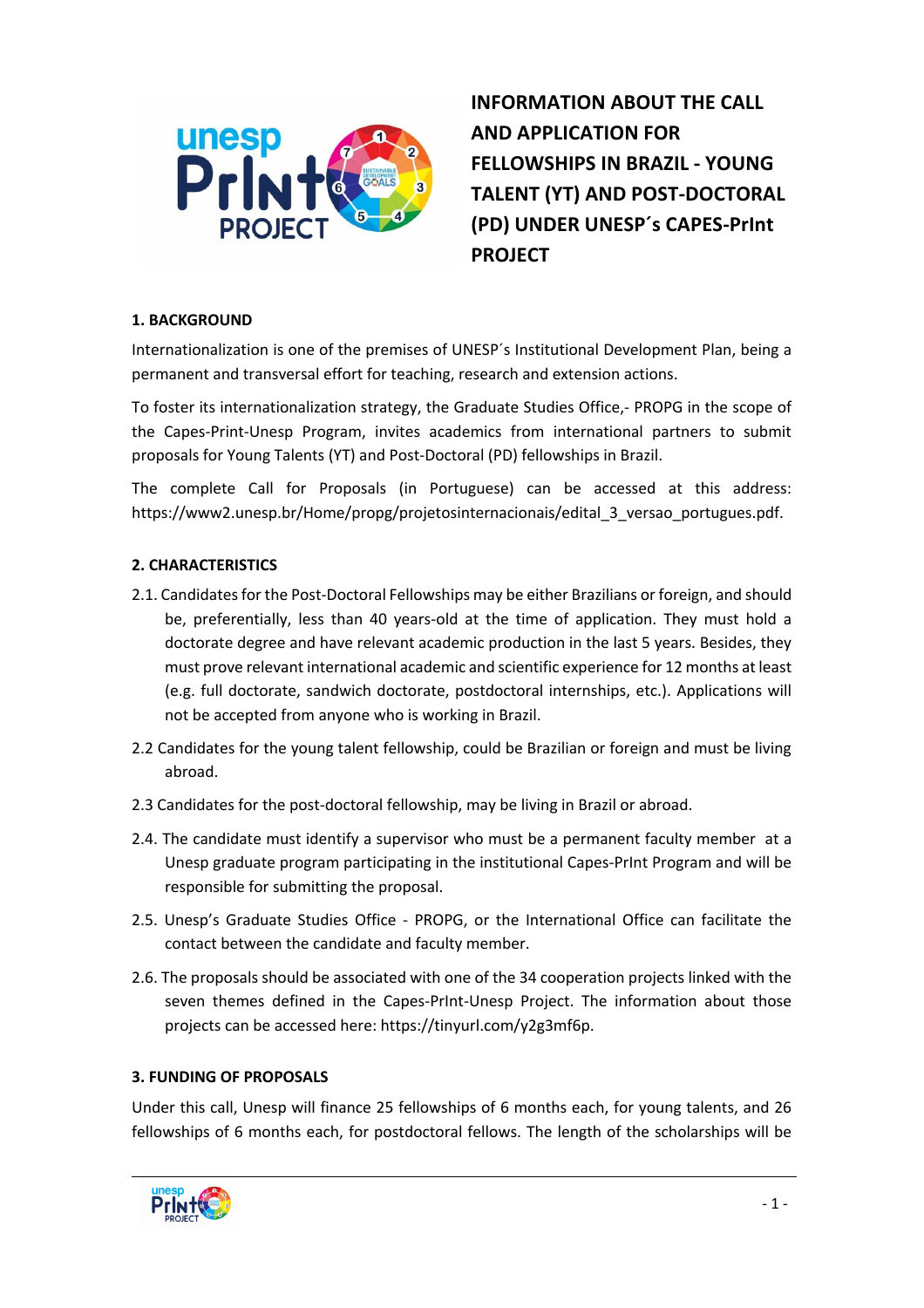# INFORMATION ABOUT THE CALL AND APPLICATION FOR FELLOWSHIPS IN BRAZIL - YOUNG TALENT (YT) AND POST-DOCTORAL (PD) UNDER UNESP´s CAPES-PrInt PROJECT

## 1. BACKGROUND

Internationalization is one of the premises of UNESP´s Institutional Development Plan, being a permanent and transversal effort for teaching, research and extension actions.

To foster its internationalization strategy, the Graduate Studies Office,- PROPG in the scope of the Capes-Print-Unesp Program, invites academics from international partners to submit proposals for Young Talents (YT) and Post-Doctoral (PD) fellowships in Brazil.

The complete Call for Proposals (in Portuguese) can be accessed at this address: https://www2.unesp.br/Home/propg/projetosinternacionais/edital_3_versao_portugues.pdf.

## 2. CHARACTERISTICS

2.1. Candidates for the Post-Doctoral Fellowships may be either Brazilians or foreign, and should be, preferentially, less than 40 years-old at the time of application. They must hold a doctorate degree and have relevant academic production in the last 5 years. Besides, they must prove relevant international academic and scientific experience for 12 months at least (e.g. full doctorate, sandwich doctorate, postdoctoral internships, etc.). Applications will not be accepted from anyone who is working in Brazil.

2.2 Candidates for the young talent fellowship, could be Brazilian or foreign and must be living abroad.

2.3 Candidates for the post-doctoral fellowship, may be living in Brazil or abroad.

2.4. The candidate must identify a supervisor who must be a permanent faculty member at a Unesp graduate program participating in the institutional Capes-PrInt Program and will be responsible for submitting the proposal.

2.5. Unesp's Graduate Studies Office - PROPG, or the International Office can facilitate the contact between the candidate and faculty member.

2.6. The proposals should be associated with one of the 34 cooperation projects linked with the seven themes defined in the Capes-PrInt-Unesp Project. The information about those projects can be accessed here: https://tinyurl.com/y2g3mf6p.

## 3. FUNDING OF PROPOSALS

Under this call, Unesp will finance 25 fellowships of 6 months each, for young talents, and 26 fellowships of 6 months each, for postdoctoral fellows. The length of the scholarships will be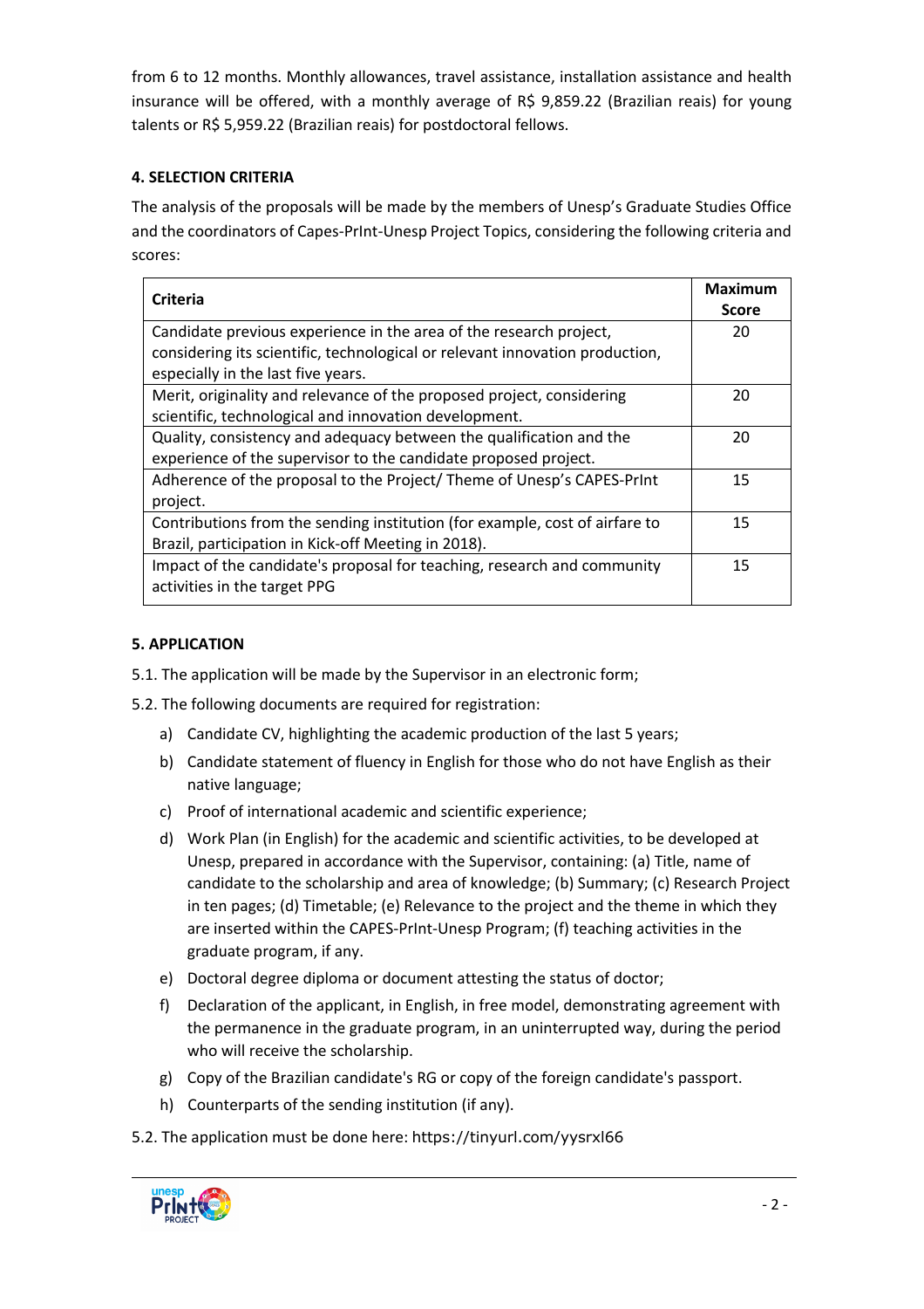from 6 to 12 months. Monthly allowances, travel assistance, installation assistance and health insurance will be offered, with a monthly average of R$ 9,859.22 (Brazilian reais) for young talents or R$ 5,959.22 (Brazilian reais) for postdoctoral fellows.

**4. SELECTION CRITERIA**

The analysis of the proposals will be made by the members of Unesp's Graduate Studies Office and the coordinators of Capes-PrInt-Unesp Project Topics, considering the following criteria and scores:

| Criteria | Maximum Score |
|---|---|
| Candidate previous experience in the area of the research project, considering its scientific, technological or relevant innovation production, especially in the last five years. | 20 |
| Merit, originality and relevance of the proposed project, considering scientific, technological and innovation development. | 20 |
| Quality, consistency and adequacy between the qualification and the experience of the supervisor to the candidate proposed project. | 20 |
| Adherence of the proposal to the Project/ Theme of Unesp's CAPES-PrInt project. | 15 |
| Contributions from the sending institution (for example, cost of airfare to Brazil, participation in Kick-off Meeting in 2018). | 15 |
| Impact of the candidate's proposal for teaching, research and community activities in the target PPG | 15 |

**5. APPLICATION**

5.1. The application will be made by the Supervisor in an electronic form;

5.2. The following documents are required for registration:

a) Candidate CV, highlighting the academic production of the last 5 years;

b) Candidate statement of fluency in English for those who do not have English as their native language;

c) Proof of international academic and scientific experience;

d) Work Plan (in English) for the academic and scientific activities, to be developed at Unesp, prepared in accordance with the Supervisor, containing: (a) Title, name of candidate to the scholarship and area of knowledge; (b) Summary; (c) Research Project in ten pages; (d) Timetable; (e) Relevance to the project and the theme in which they are inserted within the CAPES-PrInt-Unesp Program; (f) teaching activities in the graduate program, if any.

e) Doctoral degree diploma or document attesting the status of doctor;

f) Declaration of the applicant, in English, in free model, demonstrating agreement with the permanence in the graduate program, in an uninterrupted way, during the period who will receive the scholarship.

g) Copy of the Brazilian candidate's RG or copy of the foreign candidate's passport.

h) Counterparts of the sending institution (if any).

5.2. The application must be done here: https://tinyurl.com/yysrxl66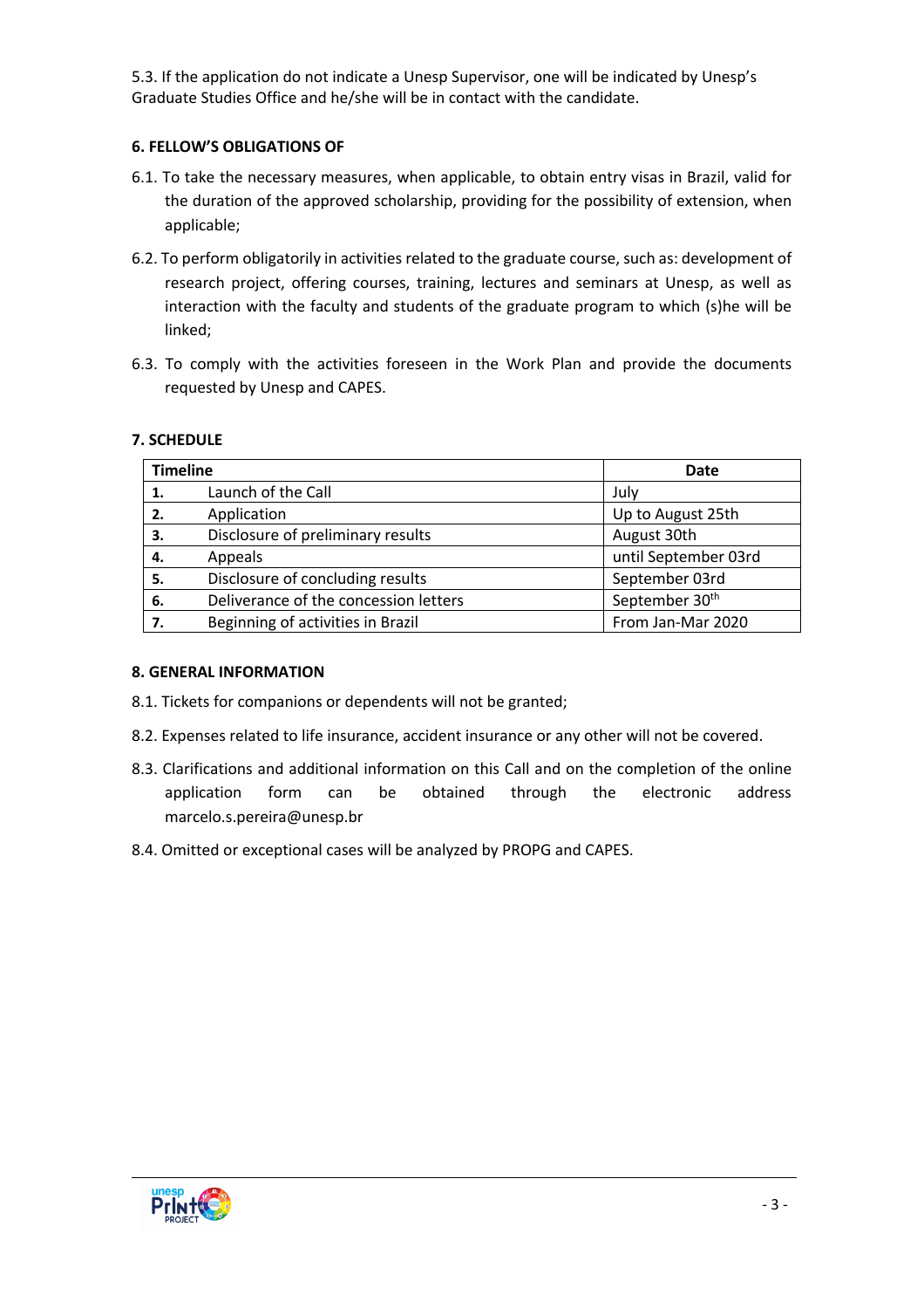5.3. If the application do not indicate a Unesp Supervisor, one will be indicated by Unesp's Graduate Studies Office and he/she will be in contact with the candidate.

### 6. FELLOW'S OBLIGATIONS OF

6.1. To take the necessary measures, when applicable, to obtain entry visas in Brazil, valid for the duration of the approved scholarship, providing for the possibility of extension, when applicable;

6.2. To perform obligatorily in activities related to the graduate course, such as: development of research project, offering courses, training, lectures and seminars at Unesp, as well as interaction with the faculty and students of the graduate program to which (s)he will be linked;

6.3. To comply with the activities foreseen in the Work Plan and provide the documents requested by Unesp and CAPES.

### 7. SCHEDULE

| Timeline | | Date |
|---|---|---|
| **1.** | Launch of the Call | July |
| **2.** | Application | Up to August 25th |
| **3.** | Disclosure of preliminary results | August 30th |
| **4.** | Appeals | until September 03rd |
| **5.** | Disclosure of concluding results | September 03rd |
| **6.** | Deliverance of the concession letters | September 30th |
| **7.** | Beginning of activities in Brazil | From Jan-Mar 2020 |

### 8. GENERAL INFORMATION

8.1. Tickets for companions or dependents will not be granted;

8.2. Expenses related to life insurance, accident insurance or any other will not be covered.

8.3. Clarifications and additional information on this Call and on the completion of the online application form can be obtained through the electronic address marcelo.s.pereira@unesp.br

8.4. Omitted or exceptional cases will be analyzed by PROPG and CAPES.